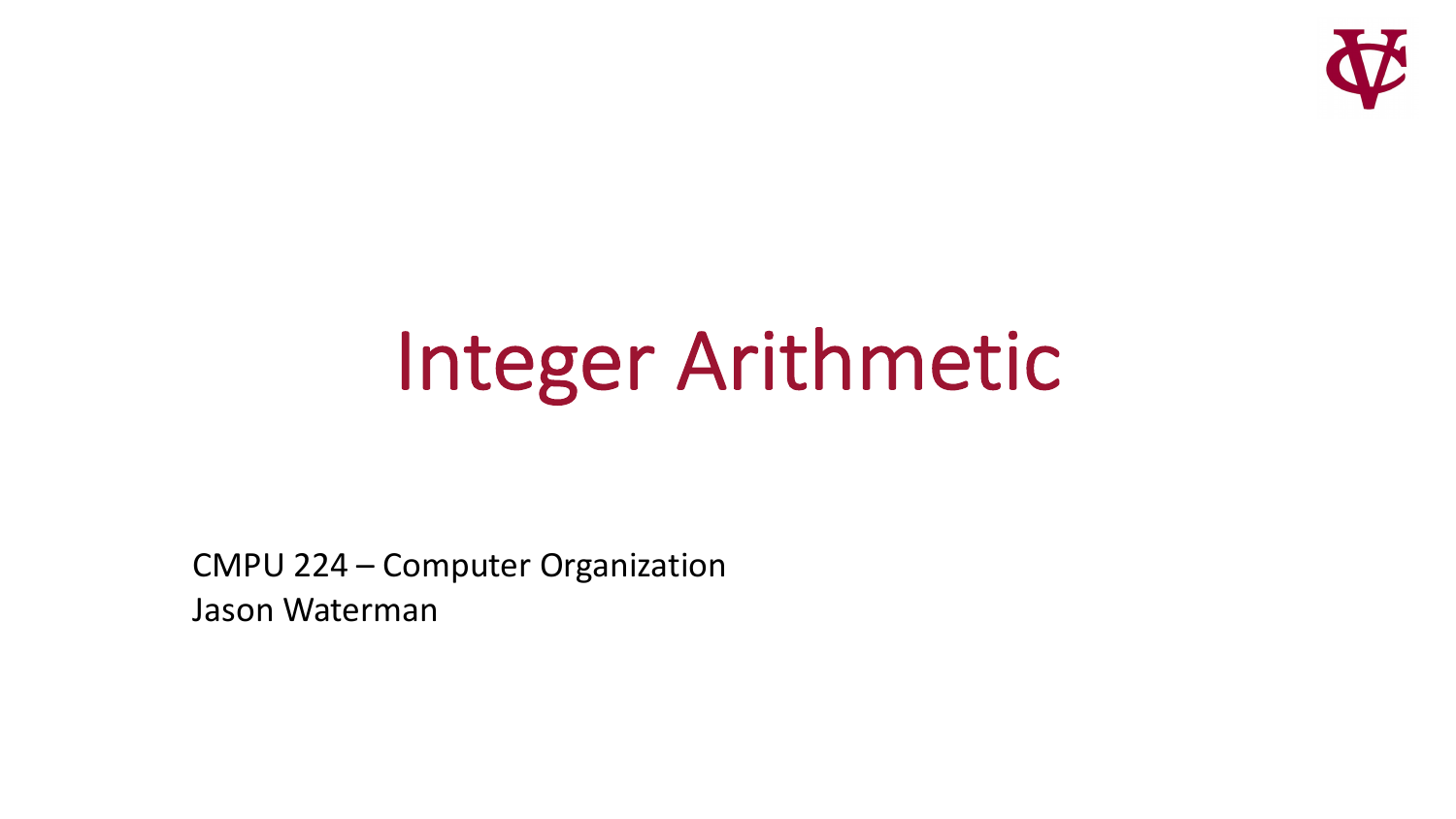# Integer Arithmetic

CMPU 224 – Computer Organization
Jason Waterman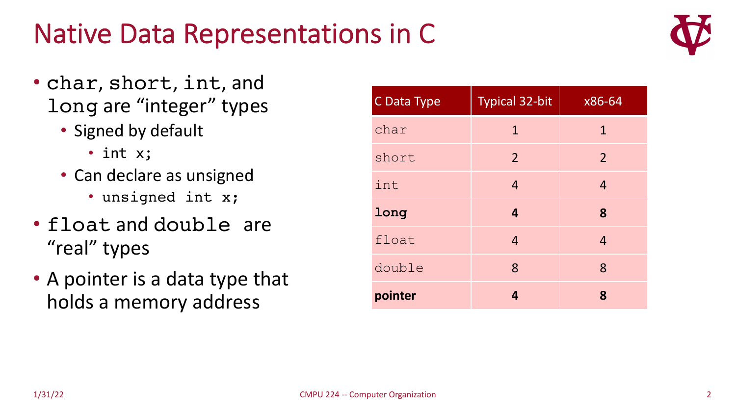# Native Data Representations in C

- `char`, `short`, `int`, and `long` are "integer" types
  - Signed by default
    - `int x;`
  - Can declare as unsigned
    - `unsigned int x;`
- `float` and `double` are "real" types
- A pointer is a data type that holds a memory address

| C Data Type | Typical 32-bit | x86-64 |
|---|---|---|
| `char` | 1 | 1 |
| `short` | 2 | 2 |
| `int` | 4 | 4 |
| **`long`** | **4** | **8** |
| `float` | 4 | 4 |
| `double` | 8 | 8 |
| **pointer** | **4** | **8** |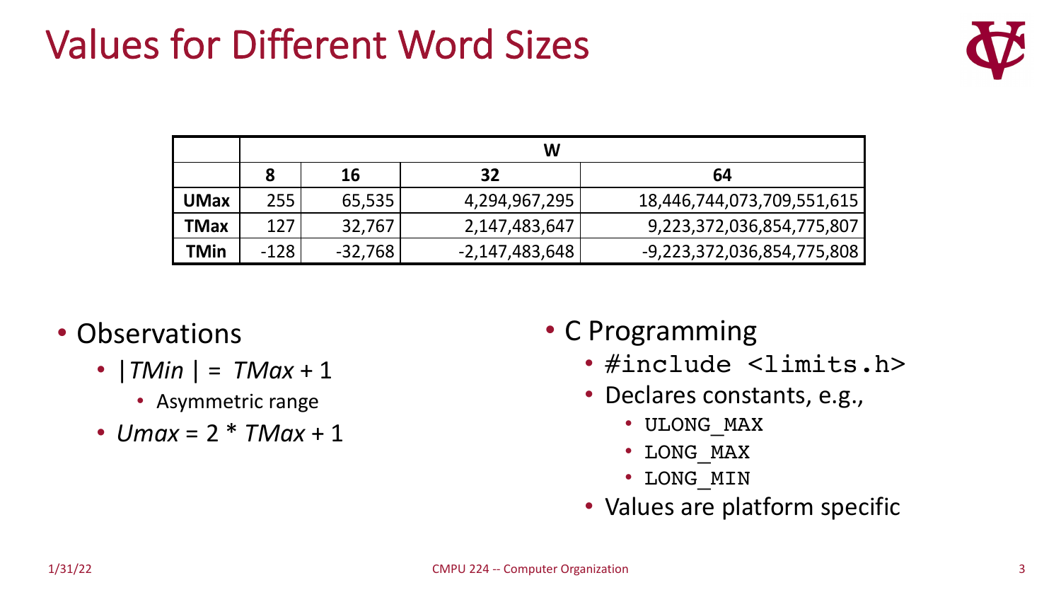# Values for Different Word Sizes

| | W | | | |
|---|---|---|---|---|
| | **8** | **16** | **32** | **64** |
| **UMax** | 255 | 65,535 | 4,294,967,295 | 18,446,744,073,709,551,615 |
| **TMax** | 127 | 32,767 | 2,147,483,647 | 9,223,372,036,854,775,807 |
| **TMin** | -128 | -32,768 | -2,147,483,648 | -9,223,372,036,854,775,808 |

- Observations
  - $|TMin| = TMax + 1$
    - Asymmetric range
  - $Umax = 2 * TMax + 1$
- C Programming
  - `#include <limits.h>`
  - Declares constants, e.g.,
    - `ULONG_MAX`
    - `LONG_MAX`
    - `LONG_MIN`
  - Values are platform specific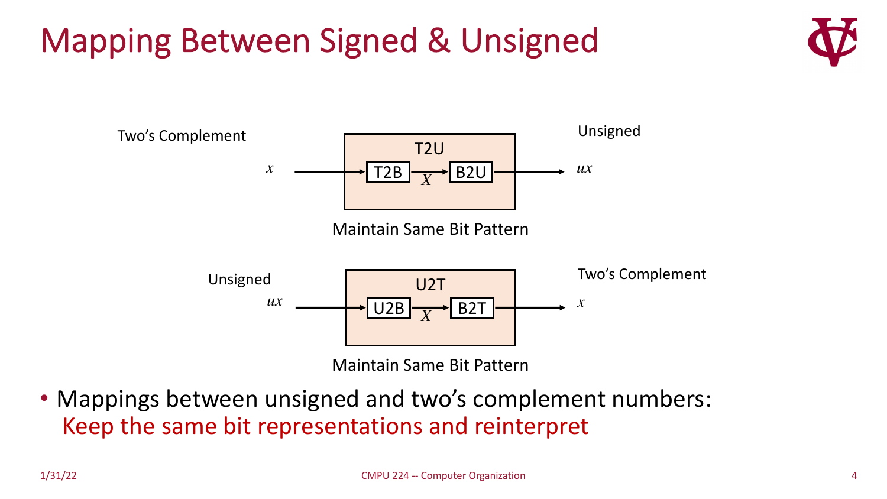# Mapping Between Signed & Unsigned

Two's Complement → $x$ → **T2U** [ T2B → $X$ → B2U ] → $ux$ → Unsigned

Maintain Same Bit Pattern

Unsigned → $ux$ → **U2T** [ U2B → $X$ → B2T ] → $x$ → Two's Complement

Maintain Same Bit Pattern

- Mappings between unsigned and two's complement numbers:
  Keep the same bit representations and reinterpret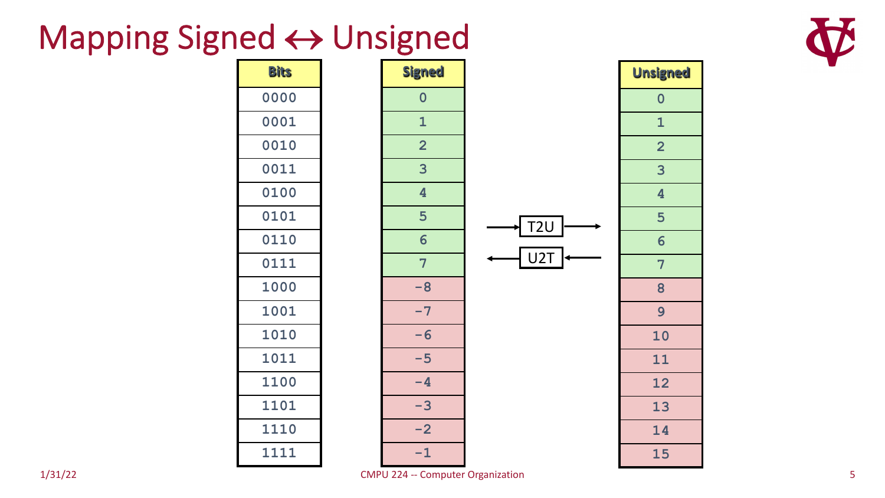# Mapping Signed ↔ Unsigned

| Bits | Signed | | Unsigned |
|---|---|---|---|
| 0000 | 0 | | 0 |
| 0001 | 1 | | 1 |
| 0010 | 2 | | 2 |
| 0011 | 3 | | 3 |
| 0100 | 4 | | 4 |
| 0101 | 5 | T2U → | 5 |
| 0110 | 6 | ← U2T | 6 |
| 0111 | 7 | | 7 |
| 1000 | -8 | | 8 |
| 1001 | -7 | | 9 |
| 1010 | -6 | | 10 |
| 1011 | -5 | | 11 |
| 1100 | -4 | | 12 |
| 1101 | -3 | | 13 |
| 1110 | -2 | | 14 |
| 1111 | -1 | | 15 |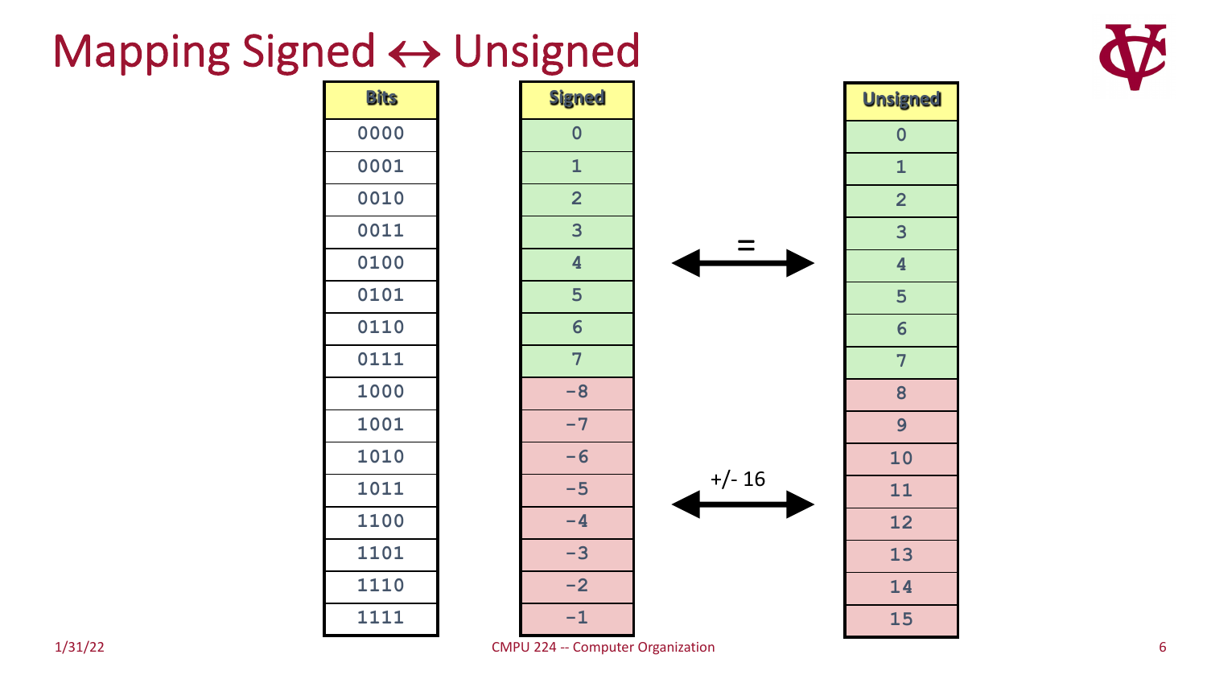# Mapping Signed ↔ Unsigned

| Bits | Signed | | Unsigned |
|---|---|---|---|
| 0000 | 0 | | 0 |
| 0001 | 1 | | 1 |
| 0010 | 2 | | 2 |
| 0011 | 3 | | 3 |
| 0100 | 4 | = | 4 |
| 0101 | 5 | | 5 |
| 0110 | 6 | | 6 |
| 0111 | 7 | | 7 |
| 1000 | -8 | | 8 |
| 1001 | -7 | | 9 |
| 1010 | -6 | | 10 |
| 1011 | -5 | +/- 16 | 11 |
| 1100 | -4 | | 12 |
| 1101 | -3 | | 13 |
| 1110 | -2 | | 14 |
| 1111 | -1 | | 15 |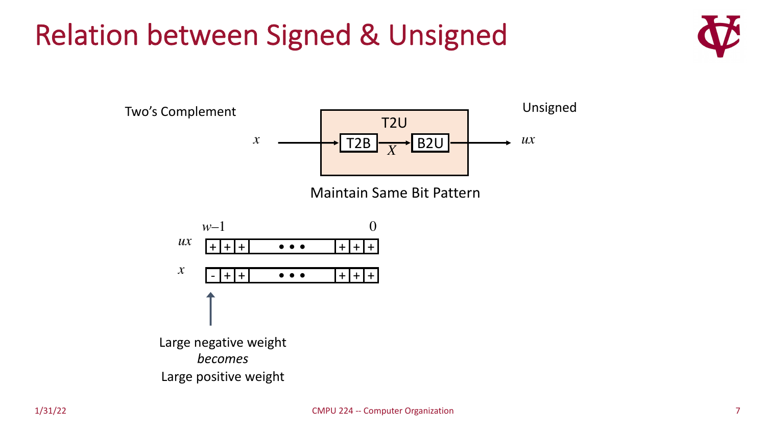# Relation between Signed & Unsigned

Two's Complement

$x$ → T2U [ T2B → $X$ → B2U ] → $ux$

Unsigned

Maintain Same Bit Pattern

$w$–1 0

$ux$ + + + • • • + + +

$x$ - + + • • • + + +

Large negative weight
*becomes*
Large positive weight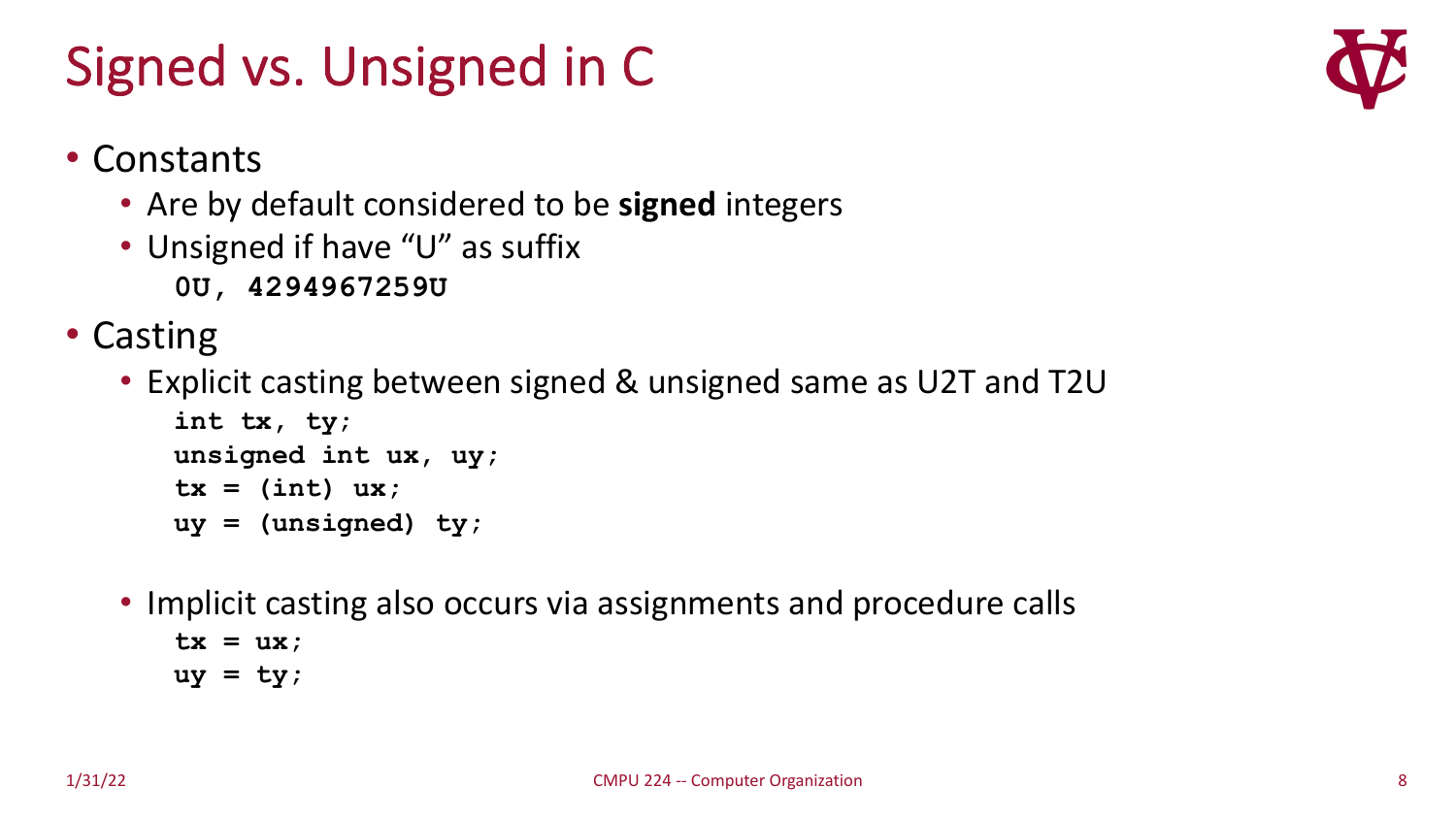# Signed vs. Unsigned in C

- Constants
  - Are by default considered to be **signed** integers
  - Unsigned if have "U" as suffix

    ```
    0U, 4294967259U
    ```
- Casting
  - Explicit casting between signed & unsigned same as U2T and T2U

    ```
    int tx, ty;
    unsigned int ux, uy;
    tx = (int) ux;
    uy = (unsigned) ty;
    ```

  - Implicit casting also occurs via assignments and procedure calls

    ```
    tx = ux;
    uy = ty;
    ```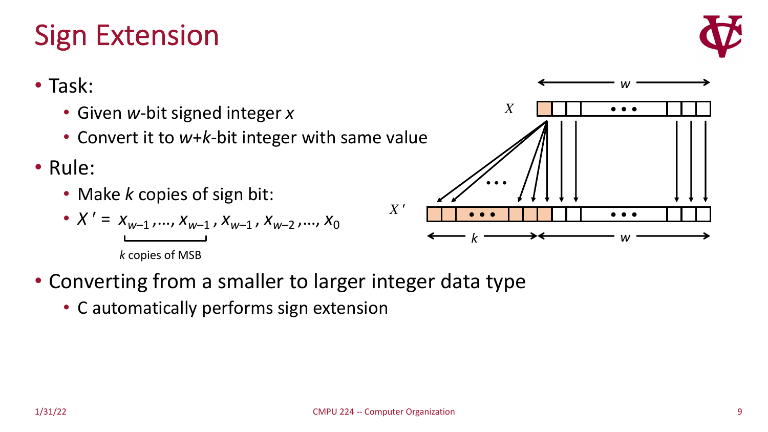# Sign Extension

- Task:
  - Given $w$-bit signed integer $x$
  - Convert it to $w+k$-bit integer with same value
- Rule:
  - Make $k$ copies of sign bit:
  - $X' = \underbrace{x_{w-1}, \ldots, x_{w-1}}_{k \text{ copies of MSB}}, x_{w-1}, x_{w-2}, \ldots, x_0$

$X$

$w$

$X'$

$k$

$w$

- Converting from a smaller to larger integer data type
  - C automatically performs sign extension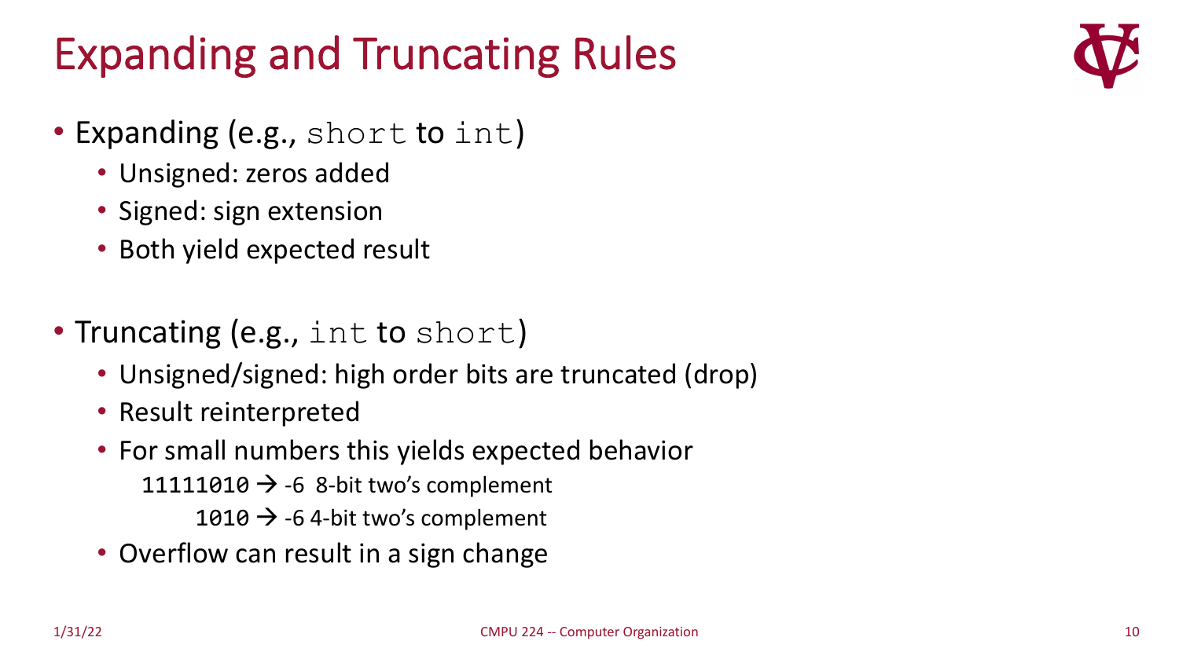# Expanding and Truncating Rules

- Expanding (e.g., `short` to `int`)
  - Unsigned: zeros added
  - Signed: sign extension
  - Both yield expected result

- Truncating (e.g., `int` to `short`)
  - Unsigned/signed: high order bits are truncated (drop)
  - Result reinterpreted
  - For small numbers this yields expected behavior

    `11111010` → -6 8-bit two's complement

    `1010` → -6 4-bit two's complement
  - Overflow can result in a sign change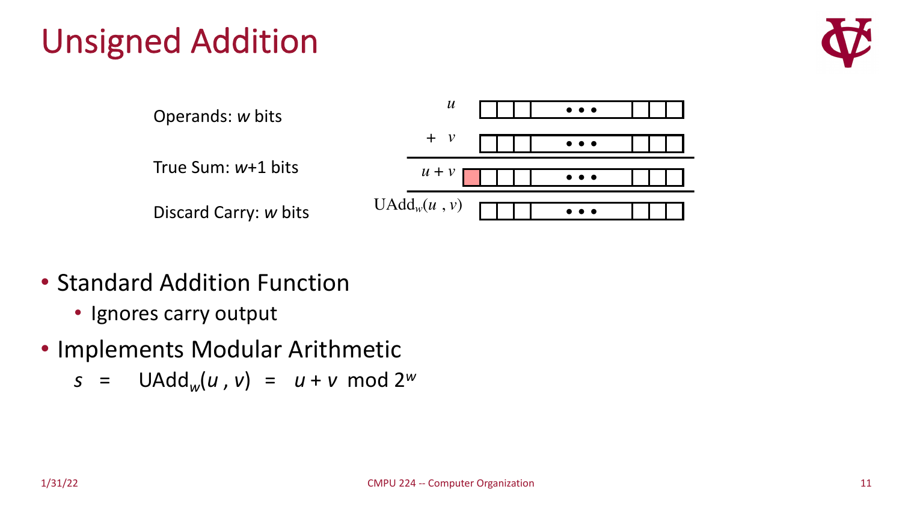# Unsigned Addition

Operands: $w$ bits

True Sum: $w$+1 bits

Discard Carry: $w$ bits

$u$

$+ \; v$

$u + v$

$\text{UAdd}_w(u , v)$

- Standard Addition Function
  - Ignores carry output
- Implements Modular Arithmetic

$$s \;=\; \text{UAdd}_w(u , v) \;=\; u + v \mod 2^w$$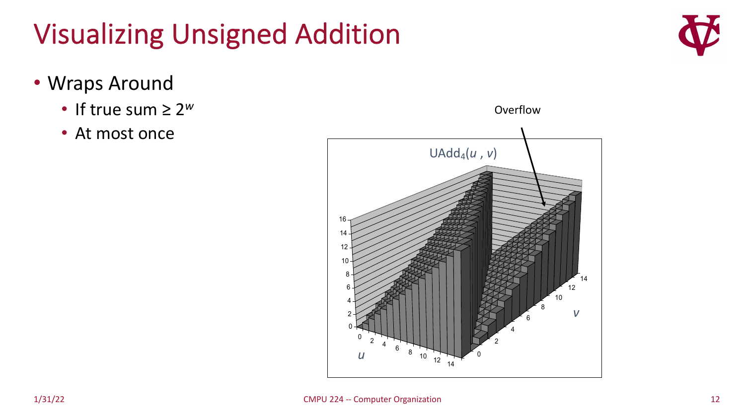# Visualizing Unsigned Addition

- Wraps Around
  - If true sum ≥ $2^w$
  - At most once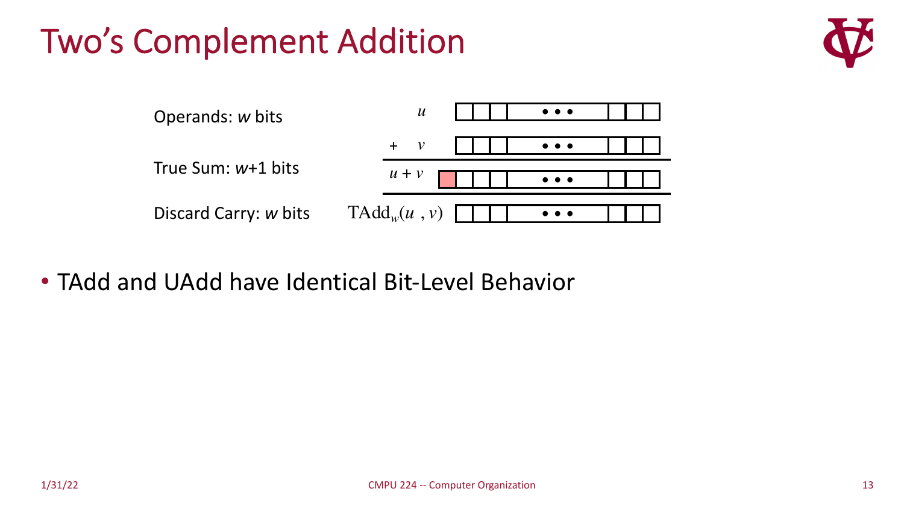# Two's Complement Addition

Operands: *w* bits

$u$

$+ \quad v$

True Sum: *w*+1 bits

$u + v$

Discard Carry: *w* bits

$\mathrm{TAdd}_w(u\ , v)$

- TAdd and UAdd have Identical Bit-Level Behavior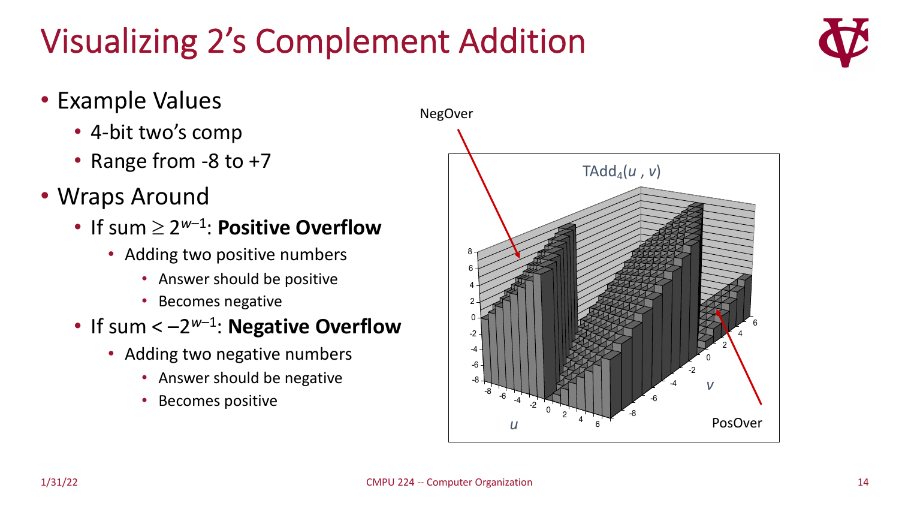# Visualizing 2's Complement Addition

- Example Values
  - 4-bit two's comp
  - Range from -8 to +7
- Wraps Around
  - If sum $\geq 2^{w-1}$: **Positive Overflow**
    - Adding two positive numbers
      - Answer should be positive
      - Becomes negative
  - If sum $< -2^{w-1}$: **Negative Overflow**
    - Adding two negative numbers
      - Answer should be negative
      - Becomes positive

NegOver

$\text{TAdd}_4(u, v)$

8
6
4
2
0
-2
-4
-6
-8

-8 -6 -4 -2 0 2 4 6

$u$

-8 -6 -4 -2 0 2 4 6

$v$

PosOver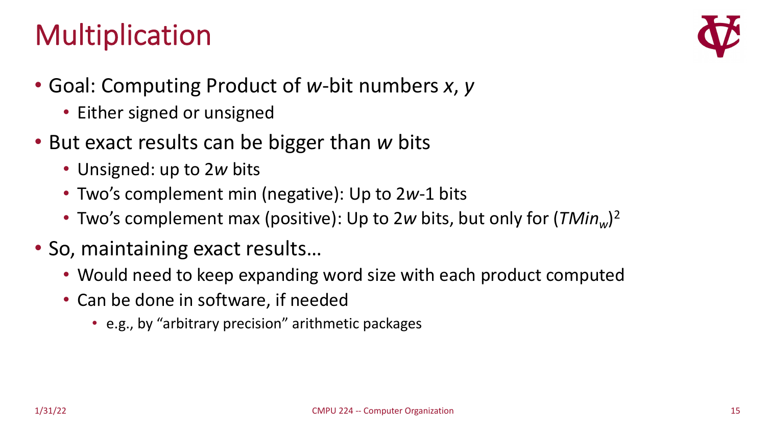# Multiplication

- Goal: Computing Product of $w$-bit numbers $x$, $y$
  - Either signed or unsigned
- But exact results can be bigger than $w$ bits
  - Unsigned: up to $2w$ bits
  - Two's complement min (negative): Up to $2w$-1 bits
  - Two's complement max (positive): Up to $2w$ bits, but only for $(TMin_w)^2$
- So, maintaining exact results…
  - Would need to keep expanding word size with each product computed
  - Can be done in software, if needed
    - e.g., by "arbitrary precision" arithmetic packages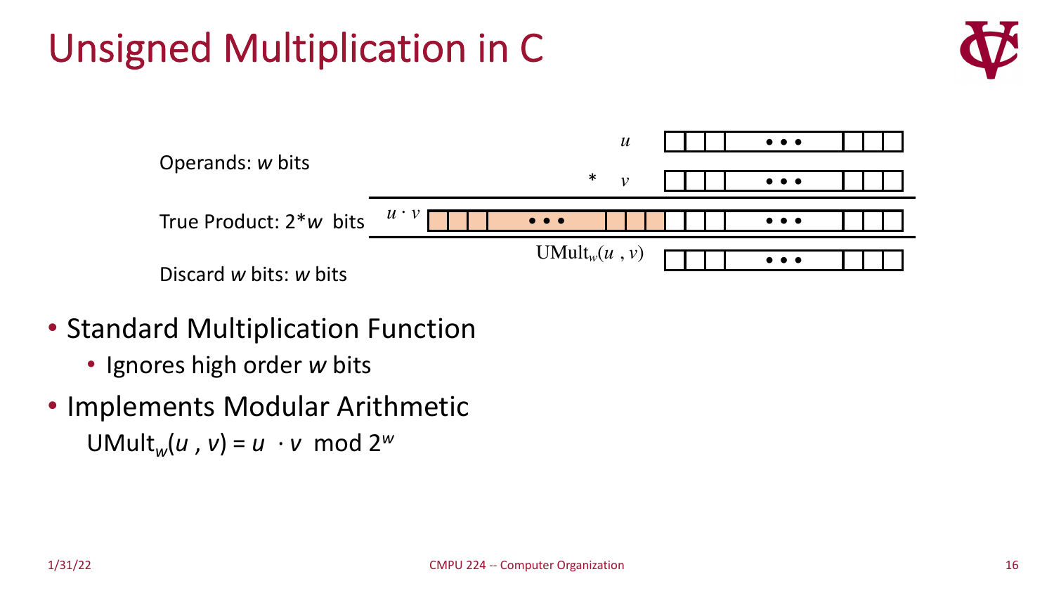# Unsigned Multiplication in C

Operands: *w* bits

$u$

\* $v$

True Product: 2\**w* bits $u \cdot v$

Discard *w* bits: *w* bits $\text{UMult}_w(u, v)$

- Standard Multiplication Function
  - Ignores high order *w* bits
- Implements Modular Arithmetic

  $\text{UMult}_w(u, v) = u \cdot v \mod 2^w$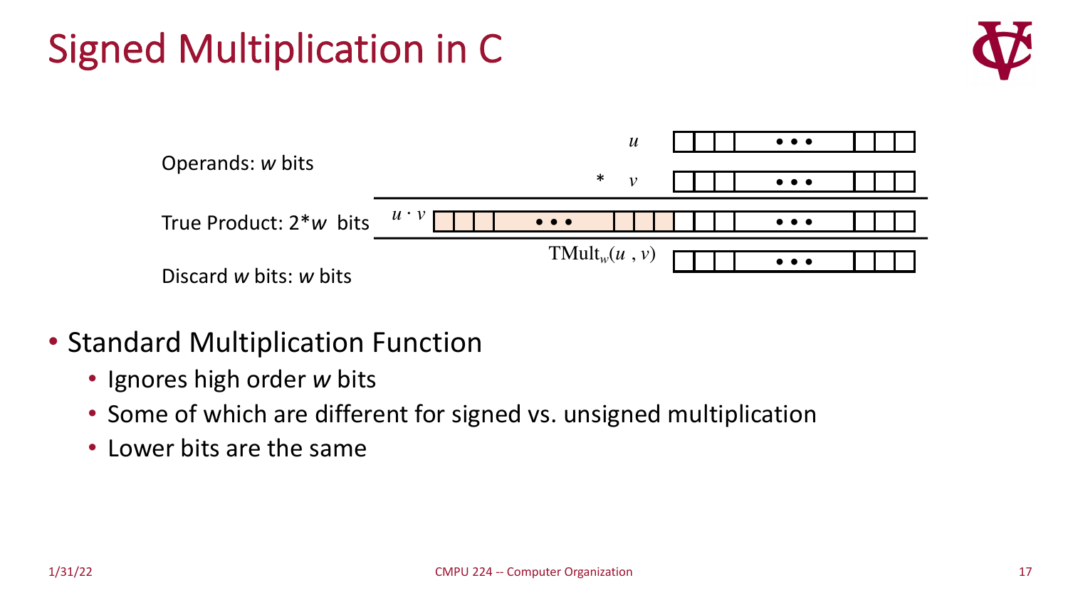# Signed Multiplication in C

Operands: *w* bits

$u$

$* \quad v$

True Product: 2\**w* bits $\quad u \cdot v$

$\text{TMult}_w(u\ ,\ v)$

Discard *w* bits: *w* bits

- Standard Multiplication Function
  - Ignores high order *w* bits
  - Some of which are different for signed vs. unsigned multiplication
  - Lower bits are the same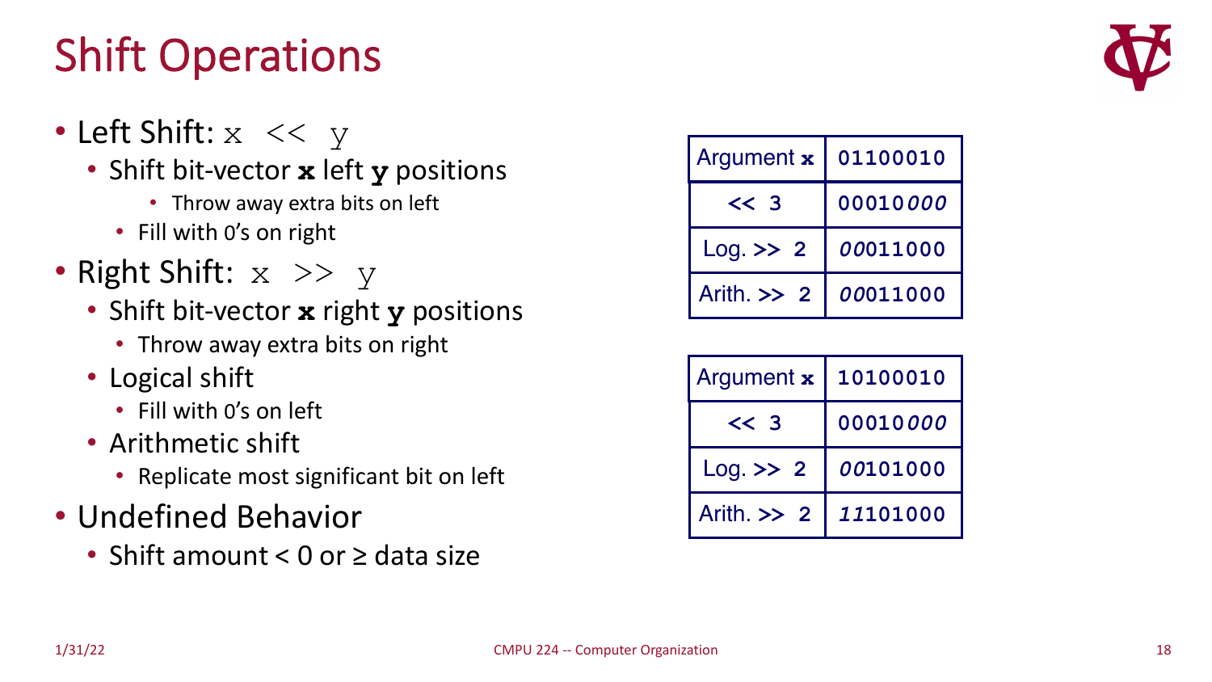# Shift Operations

- Left Shift: `x << y`
  - Shift bit-vector **x** left **y** positions
    - Throw away extra bits on left
  - Fill with 0's on right
- Right Shift: `x >> y`
  - Shift bit-vector **x** right **y** positions
    - Throw away extra bits on right
  - Logical shift
    - Fill with 0's on left
  - Arithmetic shift
    - Replicate most significant bit on left
- Undefined Behavior
  - Shift amount < 0 or ≥ data size

| Argument **x** | 01100010 |
|---|---|
| << 3 | 00010*000* |
| Log. >> 2 | *00*011000 |
| Arith. >> 2 | *00*011000 |

| Argument **x** | 10100010 |
|---|---|
| << 3 | 00010*000* |
| Log. >> 2 | *00*101000 |
| Arith. >> 2 | *11*101000 |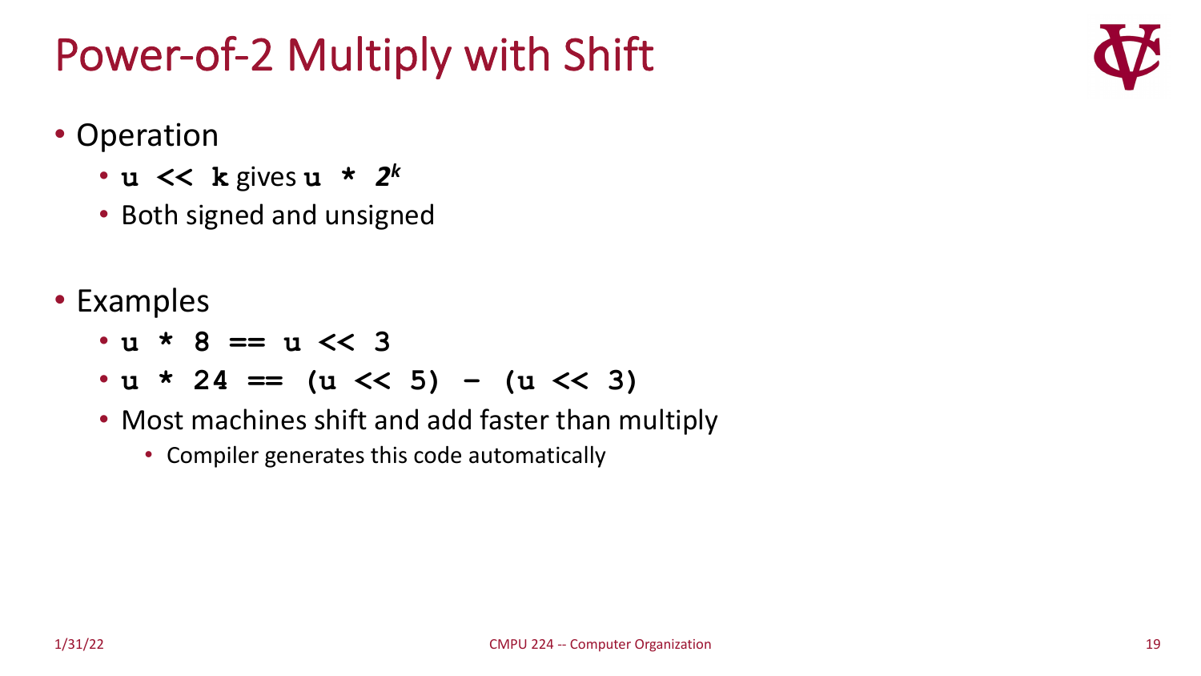# Power-of-2 Multiply with Shift

- Operation
  - **`u << k`** gives **`u *`** $2^k$
  - Both signed and unsigned
- Examples
  - **`u * 8 == u << 3`**
  - **`u * 24 == (u << 5) – (u << 3)`**
  - Most machines shift and add faster than multiply
    - Compiler generates this code automatically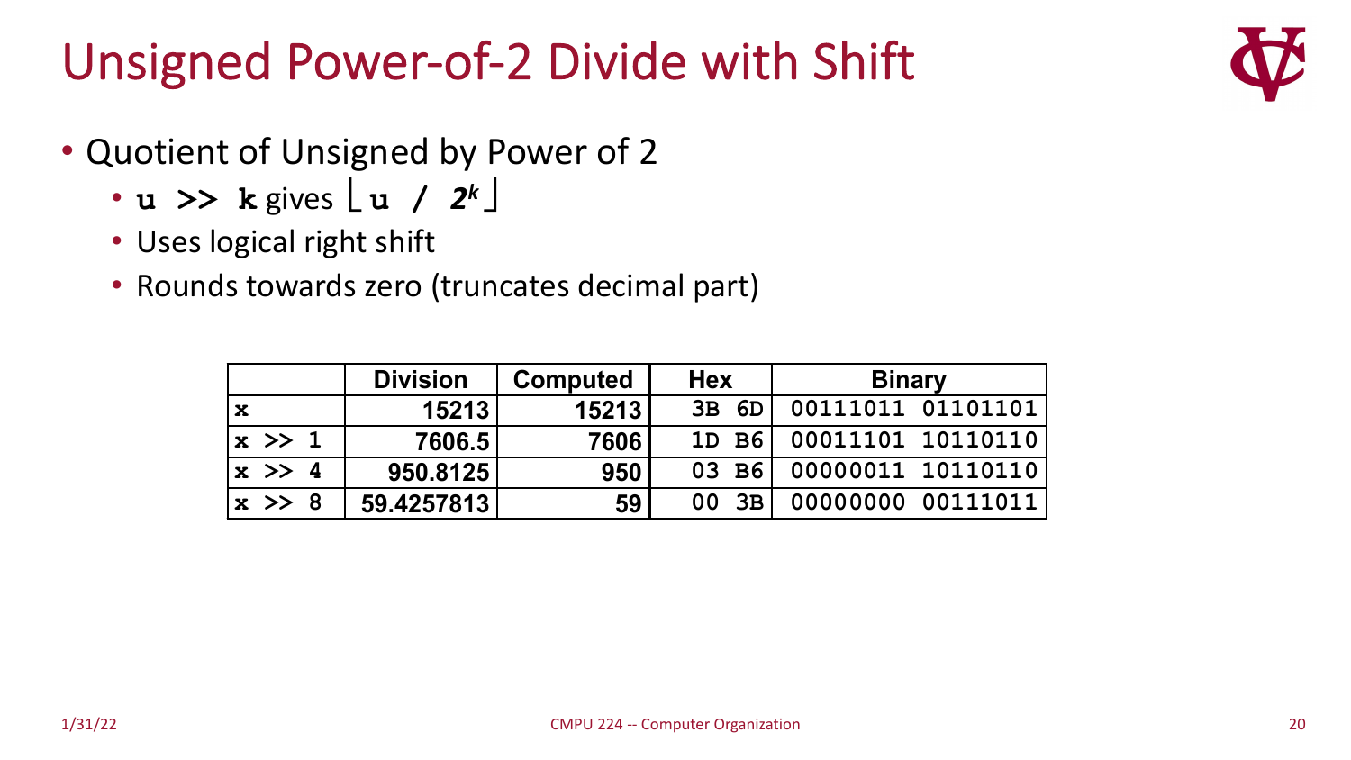# Unsigned Power-of-2 Divide with Shift

- Quotient of Unsigned by Power of 2
  - `u >> k` gives $\lfloor \texttt{u} / 2^k \rfloor$
  - Uses logical right shift
  - Rounds towards zero (truncates decimal part)

| | Division | Computed | Hex | Binary |
|---|---|---|---|---|
| `x` | 15213 | 15213 | `3B 6D` | `00111011 01101101` |
| `x >> 1` | 7606.5 | 7606 | `1D B6` | `00011101 10110110` |
| `x >> 4` | 950.8125 | 950 | `03 B6` | `00000011 10110110` |
| `x >> 8` | 59.4257813 | 59 | `00 3B` | `00000000 00111011` |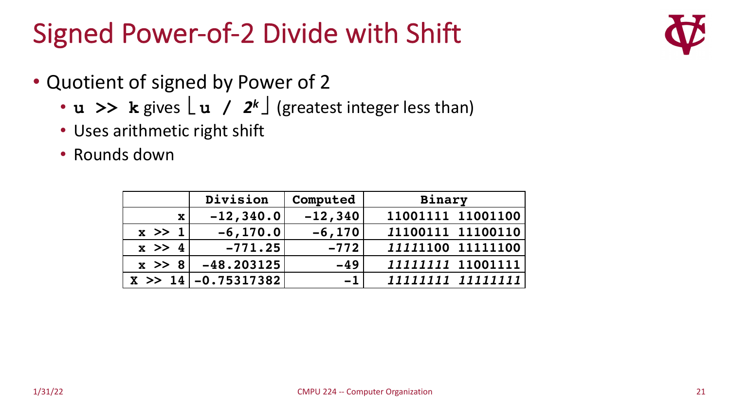# Signed Power-of-2 Divide with Shift

- Quotient of signed by Power of 2
  - `u >> k` gives $\lfloor$ `u / ` $2^k \rfloor$ (greatest integer less than)
  - Uses arithmetic right shift
  - Rounds down

| | Division | Computed | Binary |
|---|---|---|---|
| `x` | -12,340.0 | -12,340 | 11001111 11001100 |
| `x >> 1` | -6,170.0 | -6,170 | *1*1100111 11100110 |
| `x >> 4` | -771.25 | -772 | *1111*1100 11111100 |
| `x >> 8` | -48.203125 | -49 | *11111111* 11001111 |
| `X >> 14` | -0.75317382 | -1 | *11111111 11111111* |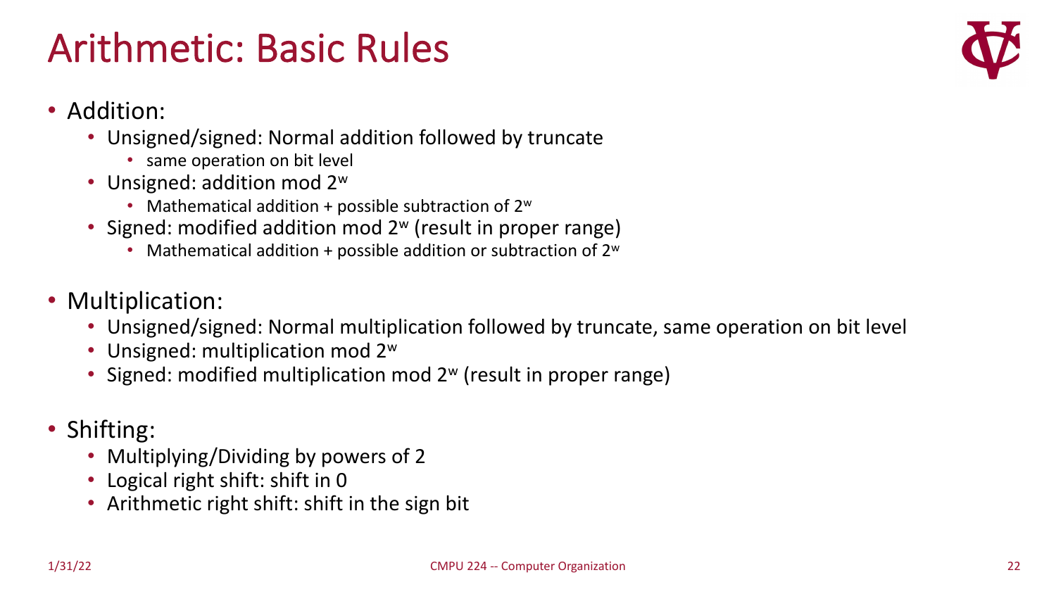# Arithmetic: Basic Rules

- Addition:
  - Unsigned/signed: Normal addition followed by truncate
    - same operation on bit level
  - Unsigned: addition mod $2^w$
    - Mathematical addition + possible subtraction of $2^w$
  - Signed: modified addition mod $2^w$ (result in proper range)
    - Mathematical addition + possible addition or subtraction of $2^w$
- Multiplication:
  - Unsigned/signed: Normal multiplication followed by truncate, same operation on bit level
  - Unsigned: multiplication mod $2^w$
  - Signed: modified multiplication mod $2^w$ (result in proper range)
- Shifting:
  - Multiplying/Dividing by powers of 2
  - Logical right shift: shift in 0
  - Arithmetic right shift: shift in the sign bit